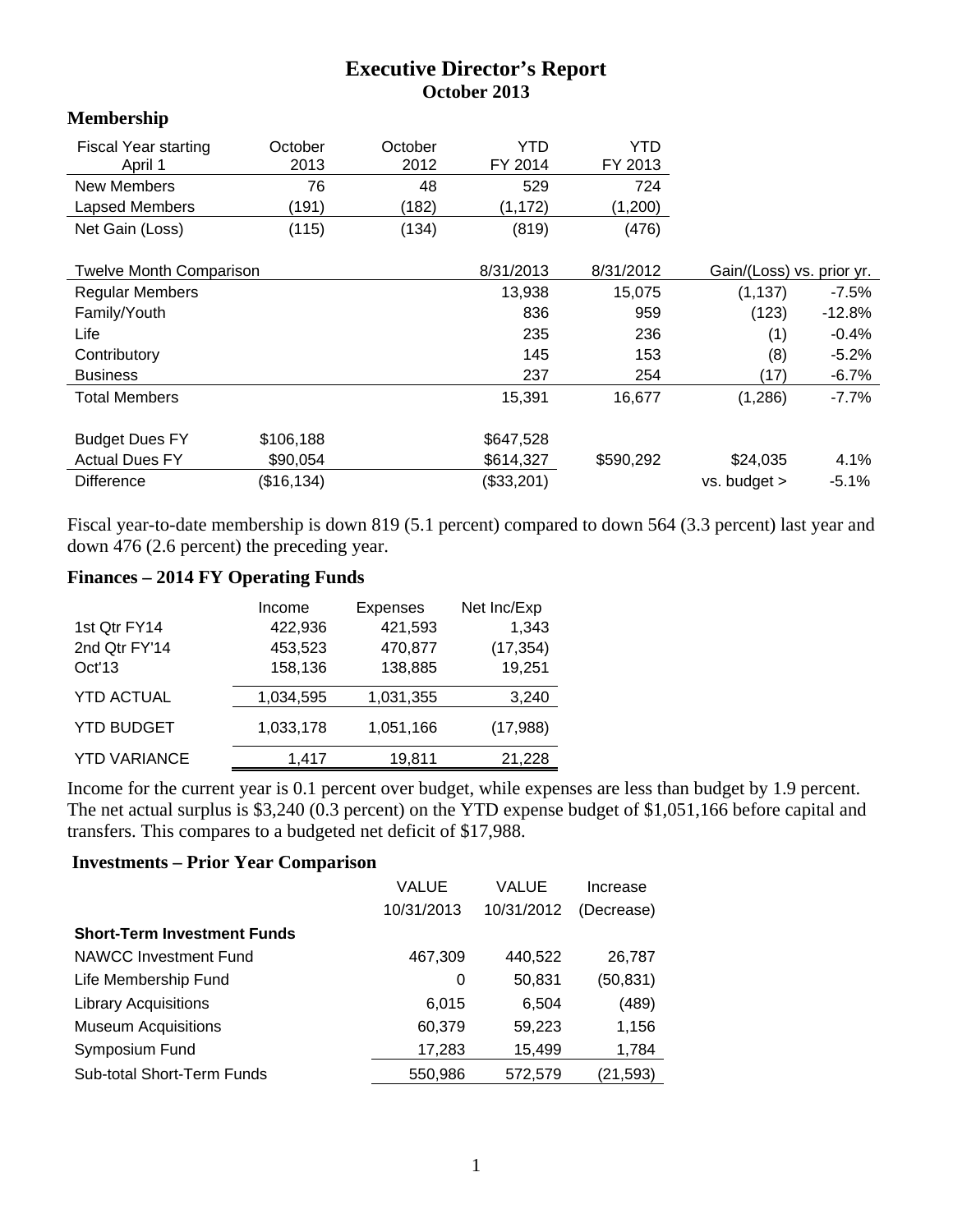# Executive Director's Report
## October 2013

### Membership

| Fiscal Year starting April 1 | October 2013 | October 2012 | YTD FY 2014 | YTD FY 2013 |
|---|---|---|---|---|
| New Members | 76 | 48 | 529 | 724 |
| Lapsed Members | (191) | (182) | (1,172) | (1,200) |
| Net Gain (Loss) | (115) | (134) | (819) | (476) |

| Twelve Month Comparison | | 8/31/2013 | 8/31/2012 | Gain/(Loss) vs. prior yr. | |
|---|---|---|---|---|---|
| Regular Members | | 13,938 | 15,075 | (1,137) | -7.5% |
| Family/Youth | | 836 | 959 | (123) | -12.8% |
| Life | | 235 | 236 | (1) | -0.4% |
| Contributory | | 145 | 153 | (8) | -5.2% |
| Business | | 237 | 254 | (17) | -6.7% |
| Total Members | | 15,391 | 16,677 | (1,286) | -7.7% |
| | | | | | |
| Budget Dues FY | $106,188 | $647,528 | | | |
| Actual Dues FY | $90,054 | $614,327 | $590,292 | $24,035 | 4.1% |
| Difference | ($16,134) | ($33,201) | | vs. budget > | -5.1% |

Fiscal year-to-date membership is down 819 (5.1 percent) compared to down 564 (3.3 percent) last year and down 476 (2.6 percent) the preceding year.

### Finances – 2014 FY Operating Funds

| | Income | Expenses | Net Inc/Exp |
|---|---|---|---|
| 1st Qtr FY14 | 422,936 | 421,593 | 1,343 |
| 2nd Qtr FY'14 | 453,523 | 470,877 | (17,354) |
| Oct'13 | 158,136 | 138,885 | 19,251 |
| YTD ACTUAL | 1,034,595 | 1,031,355 | 3,240 |
| YTD BUDGET | 1,033,178 | 1,051,166 | (17,988) |
| YTD VARIANCE | 1,417 | 19,811 | 21,228 |

Income for the current year is 0.1 percent over budget, while expenses are less than budget by 1.9 percent. The net actual surplus is $3,240 (0.3 percent) on the YTD expense budget of $1,051,166 before capital and transfers. This compares to a budgeted net deficit of $17,988.

### Investments – Prior Year Comparison

| | VALUE 10/31/2013 | VALUE 10/31/2012 | Increase (Decrease) |
|---|---|---|---|
| **Short-Term Investment Funds** | | | |
| NAWCC Investment Fund | 467,309 | 440,522 | 26,787 |
| Life Membership Fund | 0 | 50,831 | (50,831) |
| Library Acquisitions | 6,015 | 6,504 | (489) |
| Museum Acquisitions | 60,379 | 59,223 | 1,156 |
| Symposium Fund | 17,283 | 15,499 | 1,784 |
| Sub-total Short-Term Funds | 550,986 | 572,579 | (21,593) |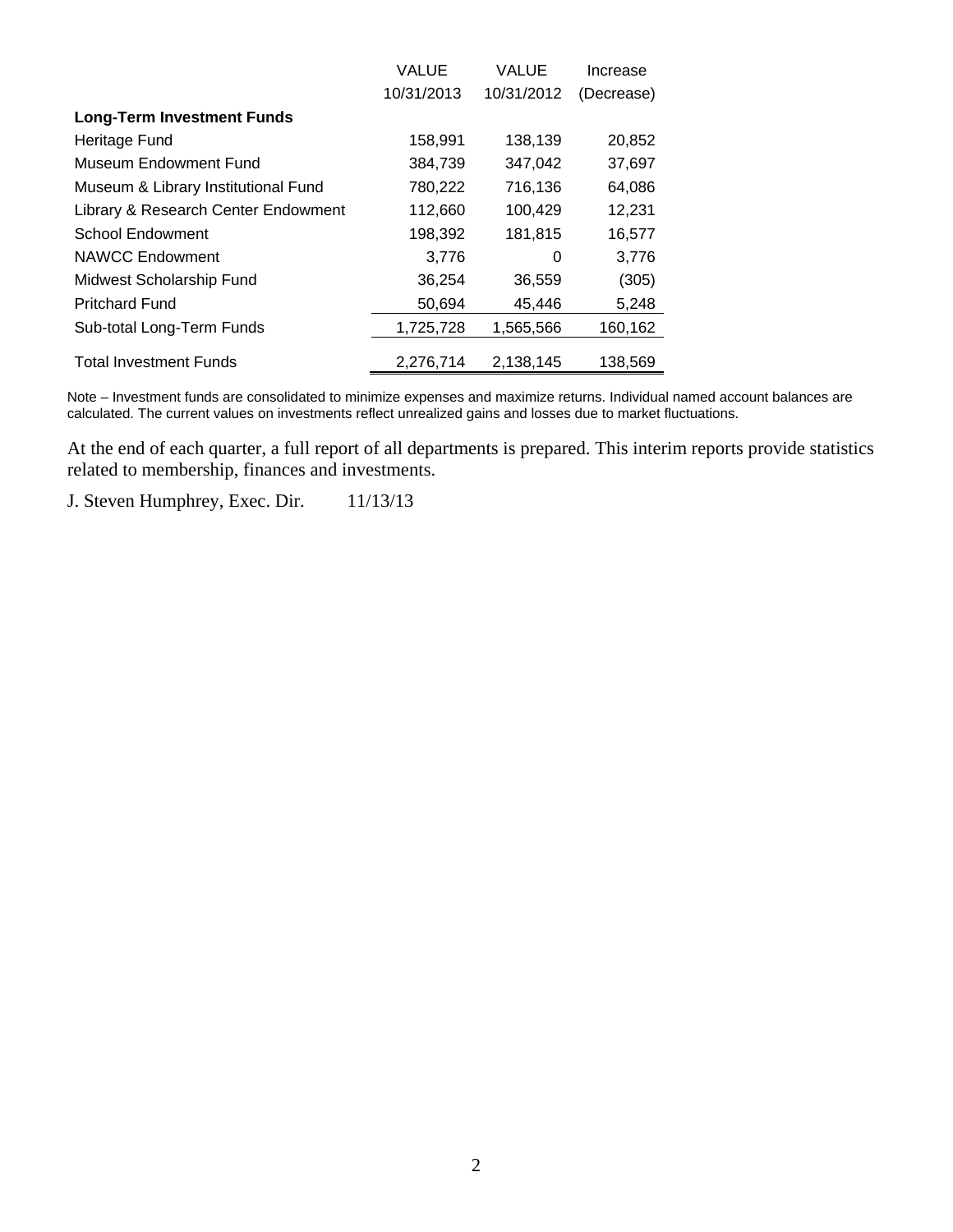| | VALUE 10/31/2013 | VALUE 10/31/2012 | Increase (Decrease) |
|---|---|---|---|
| **Long-Term Investment Funds** | | | |
| Heritage Fund | 158,991 | 138,139 | 20,852 |
| Museum Endowment Fund | 384,739 | 347,042 | 37,697 |
| Museum & Library Institutional Fund | 780,222 | 716,136 | 64,086 |
| Library & Research Center Endowment | 112,660 | 100,429 | 12,231 |
| School Endowment | 198,392 | 181,815 | 16,577 |
| NAWCC Endowment | 3,776 | 0 | 3,776 |
| Midwest Scholarship Fund | 36,254 | 36,559 | (305) |
| Pritchard Fund | 50,694 | 45,446 | 5,248 |
| Sub-total Long-Term Funds | 1,725,728 | 1,565,566 | 160,162 |
| Total Investment Funds | 2,276,714 | 2,138,145 | 138,569 |

Note – Investment funds are consolidated to minimize expenses and maximize returns. Individual named account balances are calculated. The current values on investments reflect unrealized gains and losses due to market fluctuations.

At the end of each quarter, a full report of all departments is prepared. This interim reports provide statistics related to membership, finances and investments.

J. Steven Humphrey, Exec. Dir. 11/13/13